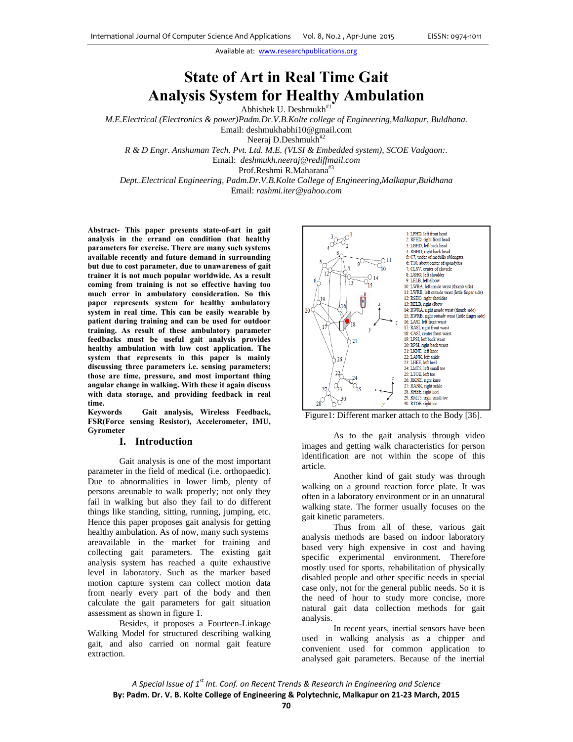Available at: www.researchpublications.org

# State of Art in Real Time Gait Analysis System for Healthy Ambulation

Abhishek U. Deshmukh[#1]

*M.E.Electrical (Electronics & power)Padm.Dr.V.B.Kolte college of Engineering,Malkapur, Buldhana.*

Email: deshmukhabhi10@gmail.com

Neeraj D.Deshmukh[#2]

*R & D Engr. Anshuman Tech. Pvt. Ltd. M.E. (VLSI & Embedded system), SCOE Vadgaon:.*

Email: *deshmukh.neeraj@rediffmail.com*

Prof.Reshmi R.Maharana[#3]

*Dept..Electrical Engineering, Padm.Dr.V.B.Kolte College of Engineering,Malkapur,Buldhana*

Email: *rashmi.iter@yahoo.com*

**Abstract- This paper presents state-of-art in gait analysis in the errand on condition that healthy parameters for exercise. There are many such systems available recently and future demand in surrounding but due to cost parameter, due to unawareness of gait trainer it is not much popular worldwide. As a result coming from training is not so effective having too much error in ambulatory consideration. So this paper represents system for healthy ambulatory system in real time. This can be easily wearable by patient during training and can be used for outdoor training. As result of these ambulatory parameter feedbacks must be useful gait analysis provides healthy ambulation with low cost application. The system that represents in this paper is mainly discussing three parameters i.e. sensing parameters; those are time, pressure, and most important thing angular change in walking. With these it again discuss with data storage, and providing feedback in real time.**

**Keywords Gait analysis, Wireless Feedback, FSR(Force sensing Resistor), Accelerometer, IMU, Gyrometer**

## I. Introduction

Gait analysis is one of the most important parameter in the field of medical (i.e. orthopaedic). Due to abnormalities in lower limb, plenty of persons areunable to walk properly; not only they fail in walking but also they fail to do different things like standing, sitting, running, jumping, etc. Hence this paper proposes gait analysis for getting healthy ambulation. As of now, many such systems areavailable in the market for training and collecting gait parameters. The existing gait analysis system has reached a quite exhaustive level in laboratory. Such as the marker based motion capture system can collect motion data from nearly every part of the body and then calculate the gait parameters for gait situation assessment as shown in figure 1.

Besides, it proposes a Fourteen-Linkage Walking Model for structured describing walking gait, and also carried on normal gait feature extraction.

1: LFHD, left front head
2: RFHD, right front head
3: LBHD, left back head
4: RBHD, right back head
5: C7, under of medulla oblongata
6: T10, about center of spondylus
7: CLSV, center of clavicle
8: LSHO, left shoulder
9: LELB, left elbow
10: LWRA, left inside wrist (thumb side)
11: LWRB, left outside wrist (little finger side)
12: RSHO, right shoulder
13: RELB, right elbow
14: RWRA, right inside wrist (thumb side)
15: RWRB, right outside wrist (little finger side)
16: LASI, left front waist
17: RASI, right front waist
18: CASI, center front waist
19: LPSI, left back waist
20: RPSI, right back waist
21: LKNE, left knee
22: LANK, left ankle
23: LHEE, left heel
24: LMT5, left small toe
25: LTOE, left toe
26: RKNE, right knee
27: RANK, right ankle
28: RHEE, right heel
29: RMT5, right small toe
30: RTOE, right toe

Figure1: Different marker attach to the Body [36].

As to the gait analysis through video images and getting walk characteristics for person identification are not within the scope of this article.

Another kind of gait study was through walking on a ground reaction force plate. It was often in a laboratory environment or in an unnatural walking state. The former usually focuses on the gait kinetic parameters.

Thus from all of these, various gait analysis methods are based on indoor laboratory based very high expensive in cost and having specific experimental environment. Therefore mostly used for sports, rehabilitation of physically disabled people and other specific needs in special case only, not for the general public needs. So it is the need of hour to study more concise, more natural gait data collection methods for gait analysis.

In recent years, inertial sensors have been used in walking analysis as a chipper and convenient used for common application to analysed gait parameters. Because of the inertial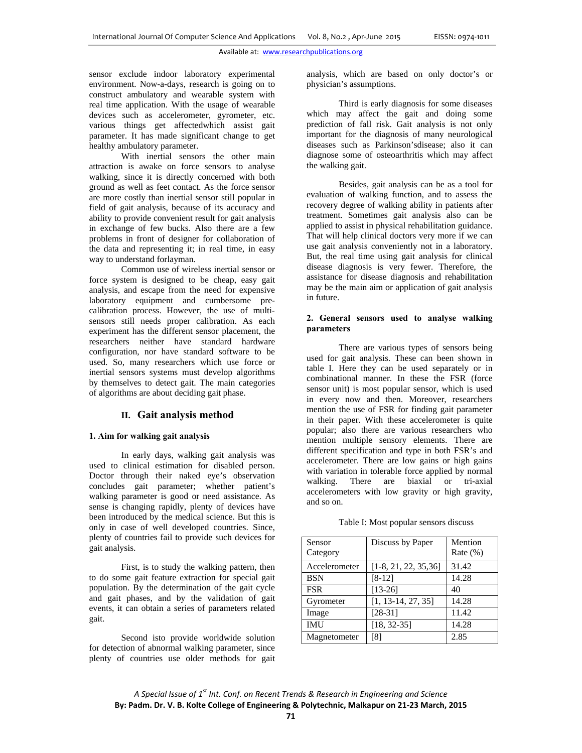sensor exclude indoor laboratory experimental environment. Now-a-days, research is going on to construct ambulatory and wearable system with real time application. With the usage of wearable devices such as accelerometer, gyrometer, etc. various things get affectedwhich assist gait parameter. It has made significant change to get healthy ambulatory parameter.

With inertial sensors the other main attraction is awake on force sensors to analyse walking, since it is directly concerned with both ground as well as feet contact. As the force sensor are more costly than inertial sensor still popular in field of gait analysis, because of its accuracy and ability to provide convenient result for gait analysis in exchange of few bucks. Also there are a few problems in front of designer for collaboration of the data and representing it; in real time, in easy way to understand forlayman.

Common use of wireless inertial sensor or force system is designed to be cheap, easy gait analysis, and escape from the need for expensive laboratory equipment and cumbersome pre-calibration process. However, the use of multi-sensors still needs proper calibration. As each experiment has the different sensor placement, the researchers neither have standard hardware configuration, nor have standard software to be used. So, many researchers which use force or inertial sensors systems must develop algorithms by themselves to detect gait. The main categories of algorithms are about deciding gait phase.

## II. Gait analysis method

### 1. Aim for walking gait analysis

In early days, walking gait analysis was used to clinical estimation for disabled person. Doctor through their naked eye's observation concludes gait parameter; whether patient's walking parameter is good or need assistance. As sense is changing rapidly, plenty of devices have been introduced by the medical science. But this is only in case of well developed countries. Since, plenty of countries fail to provide such devices for gait analysis.

First, is to study the walking pattern, then to do some gait feature extraction for special gait population. By the determination of the gait cycle and gait phases, and by the validation of gait events, it can obtain a series of parameters related gait.

Second isto provide worldwide solution for detection of abnormal walking parameter, since plenty of countries use older methods for gait analysis, which are based on only doctor's or physician's assumptions.

Third is early diagnosis for some diseases which may affect the gait and doing some prediction of fall risk. Gait analysis is not only important for the diagnosis of many neurological diseases such as Parkinson'sdisease; also it can diagnose some of osteoarthritis which may affect the walking gait.

Besides, gait analysis can be as a tool for evaluation of walking function, and to assess the recovery degree of walking ability in patients after treatment. Sometimes gait analysis also can be applied to assist in physical rehabilitation guidance. That will help clinical doctors very more if we can use gait analysis conveniently not in a laboratory. But, the real time using gait analysis for clinical disease diagnosis is very fewer. Therefore, the assistance for disease diagnosis and rehabilitation may be the main aim or application of gait analysis in future.

### 2. General sensors used to analyse walking parameters

There are various types of sensors being used for gait analysis. These can been shown in table I. Here they can be used separately or in combinational manner. In these the FSR (force sensor unit) is most popular sensor, which is used in every now and then. Moreover, researchers mention the use of FSR for finding gait parameter in their paper. With these accelerometer is quite popular; also there are various researchers who mention multiple sensory elements. There are different specification and type in both FSR's and accelerometer. There are low gains or high gains with variation in tolerable force applied by normal walking. There are biaxial or tri-axial accelerometers with low gravity or high gravity, and so on.

Table I: Most popular sensors discuss

| Sensor Category | Discuss by Paper | Mention Rate (%) |
|---|---|---|
| Accelerometer | [1-8, 21, 22, 35,36] | 31.42 |
| BSN | [8-12] | 14.28 |
| FSR | [13-26] | 40 |
| Gyrometer | [1, 13-14, 27, 35] | 14.28 |
| Image | [28-31] | 11.42 |
| IMU | [18, 32-35] | 14.28 |
| Magnetometer | [8] | 2.85 |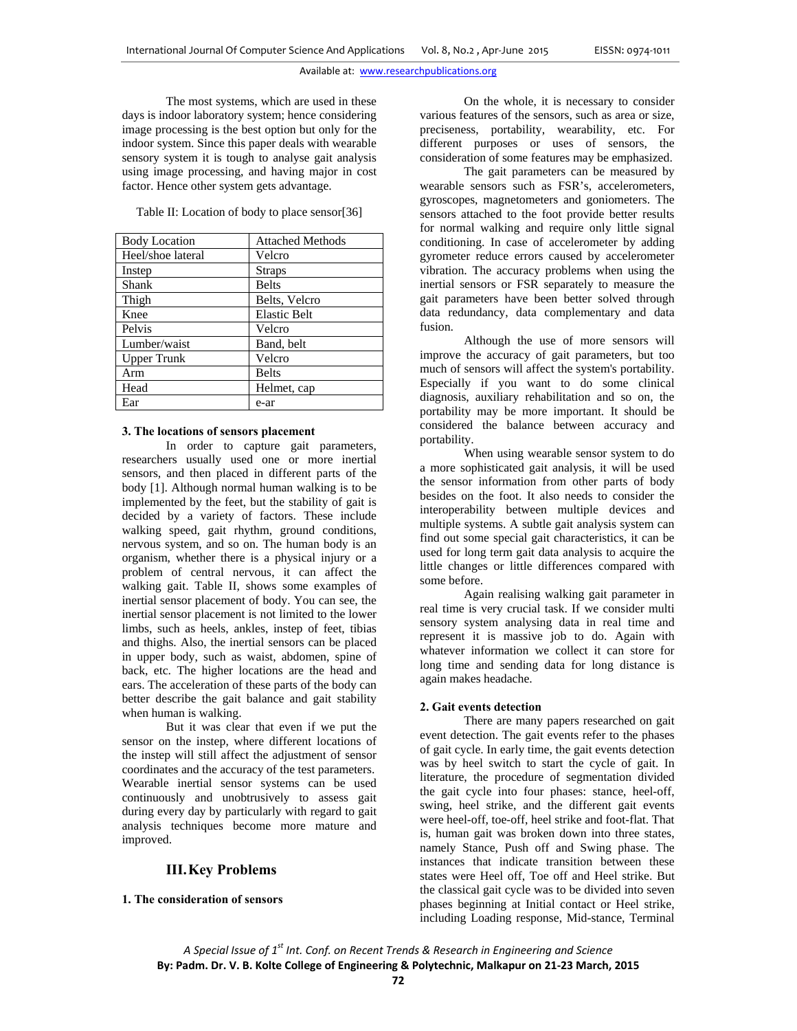The most systems, which are used in these days is indoor laboratory system; hence considering image processing is the best option but only for the indoor system. Since this paper deals with wearable sensory system it is tough to analyse gait analysis using image processing, and having major in cost factor. Hence other system gets advantage.

Table II: Location of body to place sensor[36]

| Body Location | Attached Methods |
|---|---|
| Heel/shoe lateral | Velcro |
| Instep | Straps |
| Shank | Belts |
| Thigh | Belts, Velcro |
| Knee | Elastic Belt |
| Pelvis | Velcro |
| Lumber/waist | Band, belt |
| Upper Trunk | Velcro |
| Arm | Belts |
| Head | Helmet, cap |
| Ear | e-ar |

**3. The locations of sensors placement**

In order to capture gait parameters, researchers usually used one or more inertial sensors, and then placed in different parts of the body [1]. Although normal human walking is to be implemented by the feet, but the stability of gait is decided by a variety of factors. These include walking speed, gait rhythm, ground conditions, nervous system, and so on. The human body is an organism, whether there is a physical injury or a problem of central nervous, it can affect the walking gait. Table II, shows some examples of inertial sensor placement of body. You can see, the inertial sensor placement is not limited to the lower limbs, such as heels, ankles, instep of feet, tibias and thighs. Also, the inertial sensors can be placed in upper body, such as waist, abdomen, spine of back, etc. The higher locations are the head and ears. The acceleration of these parts of the body can better describe the gait balance and gait stability when human is walking.

But it was clear that even if we put the sensor on the instep, where different locations of the instep will still affect the adjustment of sensor coordinates and the accuracy of the test parameters. Wearable inertial sensor systems can be used continuously and unobtrusively to assess gait during every day by particularly with regard to gait analysis techniques become more mature and improved.

## III. Key Problems

**1. The consideration of sensors**

On the whole, it is necessary to consider various features of the sensors, such as area or size, preciseness, portability, wearability, etc. For different purposes or uses of sensors, the consideration of some features may be emphasized.

The gait parameters can be measured by wearable sensors such as FSR's, accelerometers, gyroscopes, magnetometers and goniometers. The sensors attached to the foot provide better results for normal walking and require only little signal conditioning. In case of accelerometer by adding gyrometer reduce errors caused by accelerometer vibration. The accuracy problems when using the inertial sensors or FSR separately to measure the gait parameters have been better solved through data redundancy, data complementary and data fusion.

Although the use of more sensors will improve the accuracy of gait parameters, but too much of sensors will affect the system's portability. Especially if you want to do some clinical diagnosis, auxiliary rehabilitation and so on, the portability may be more important. It should be considered the balance between accuracy and portability.

When using wearable sensor system to do a more sophisticated gait analysis, it will be used the sensor information from other parts of body besides on the foot. It also needs to consider the interoperability between multiple devices and multiple systems. A subtle gait analysis system can find out some special gait characteristics, it can be used for long term gait data analysis to acquire the little changes or little differences compared with some before.

Again realising walking gait parameter in real time is very crucial task. If we consider multi sensory system analysing data in real time and represent it is massive job to do. Again with whatever information we collect it can store for long time and sending data for long distance is again makes headache.

**2. Gait events detection**

There are many papers researched on gait event detection. The gait events refer to the phases of gait cycle. In early time, the gait events detection was by heel switch to start the cycle of gait. In literature, the procedure of segmentation divided the gait cycle into four phases: stance, heel-off, swing, heel strike, and the different gait events were heel-off, toe-off, heel strike and foot-flat. That is, human gait was broken down into three states, namely Stance, Push off and Swing phase. The instances that indicate transition between these states were Heel off, Toe off and Heel strike. But the classical gait cycle was to be divided into seven phases beginning at Initial contact or Heel strike, including Loading response, Mid-stance, Terminal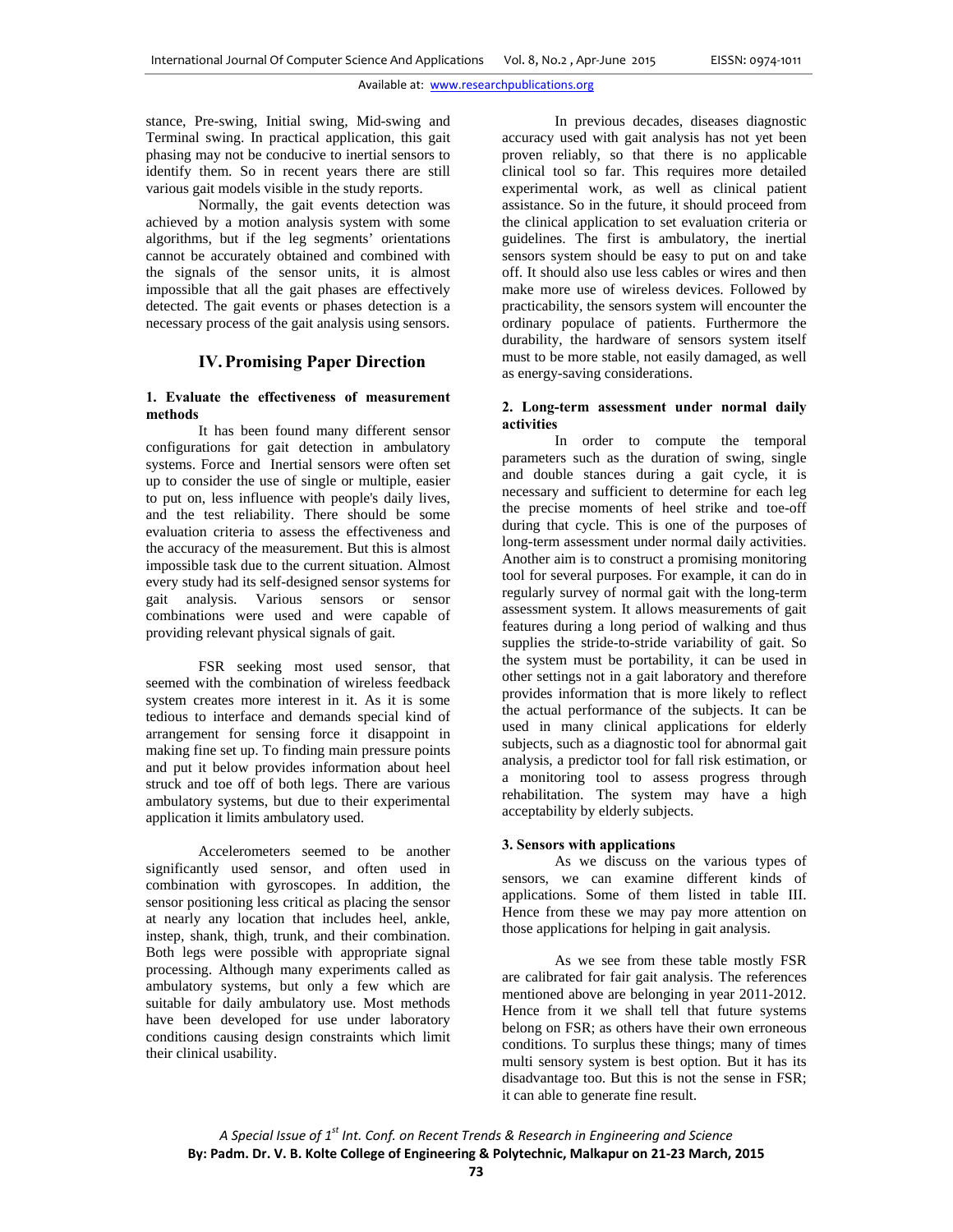stance, Pre-swing, Initial swing, Mid-swing and Terminal swing. In practical application, this gait phasing may not be conducive to inertial sensors to identify them. So in recent years there are still various gait models visible in the study reports.

Normally, the gait events detection was achieved by a motion analysis system with some algorithms, but if the leg segments' orientations cannot be accurately obtained and combined with the signals of the sensor units, it is almost impossible that all the gait phases are effectively detected. The gait events or phases detection is a necessary process of the gait analysis using sensors.

## IV. Promising Paper Direction

**1. Evaluate the effectiveness of measurement methods**

It has been found many different sensor configurations for gait detection in ambulatory systems. Force and Inertial sensors were often set up to consider the use of single or multiple, easier to put on, less influence with people's daily lives, and the test reliability. There should be some evaluation criteria to assess the effectiveness and the accuracy of the measurement. But this is almost impossible task due to the current situation. Almost every study had its self-designed sensor systems for gait analysis. Various sensors or sensor combinations were used and were capable of providing relevant physical signals of gait.

FSR seeking most used sensor, that seemed with the combination of wireless feedback system creates more interest in it. As it is some tedious to interface and demands special kind of arrangement for sensing force it disappoint in making fine set up. To finding main pressure points and put it below provides information about heel struck and toe off of both legs. There are various ambulatory systems, but due to their experimental application it limits ambulatory used.

Accelerometers seemed to be another significantly used sensor, and often used in combination with gyroscopes. In addition, the sensor positioning less critical as placing the sensor at nearly any location that includes heel, ankle, instep, shank, thigh, trunk, and their combination. Both legs were possible with appropriate signal processing. Although many experiments called as ambulatory systems, but only a few which are suitable for daily ambulatory use. Most methods have been developed for use under laboratory conditions causing design constraints which limit their clinical usability.

In previous decades, diseases diagnostic accuracy used with gait analysis has not yet been proven reliably, so that there is no applicable clinical tool so far. This requires more detailed experimental work, as well as clinical patient assistance. So in the future, it should proceed from the clinical application to set evaluation criteria or guidelines. The first is ambulatory, the inertial sensors system should be easy to put on and take off. It should also use less cables or wires and then make more use of wireless devices. Followed by practicability, the sensors system will encounter the ordinary populace of patients. Furthermore the durability, the hardware of sensors system itself must to be more stable, not easily damaged, as well as energy-saving considerations.

**2. Long-term assessment under normal daily activities**

In order to compute the temporal parameters such as the duration of swing, single and double stances during a gait cycle, it is necessary and sufficient to determine for each leg the precise moments of heel strike and toe-off during that cycle. This is one of the purposes of long-term assessment under normal daily activities. Another aim is to construct a promising monitoring tool for several purposes. For example, it can do in regularly survey of normal gait with the long-term assessment system. It allows measurements of gait features during a long period of walking and thus supplies the stride-to-stride variability of gait. So the system must be portability, it can be used in other settings not in a gait laboratory and therefore provides information that is more likely to reflect the actual performance of the subjects. It can be used in many clinical applications for elderly subjects, such as a diagnostic tool for abnormal gait analysis, a predictor tool for fall risk estimation, or a monitoring tool to assess progress through rehabilitation. The system may have a high acceptability by elderly subjects.

**3. Sensors with applications**

As we discuss on the various types of sensors, we can examine different kinds of applications. Some of them listed in table III. Hence from these we may pay more attention on those applications for helping in gait analysis.

As we see from these table mostly FSR are calibrated for fair gait analysis. The references mentioned above are belonging in year 2011-2012. Hence from it we shall tell that future systems belong on FSR; as others have their own erroneous conditions. To surplus these things; many of times multi sensory system is best option. But it has its disadvantage too. But this is not the sense in FSR; it can able to generate fine result.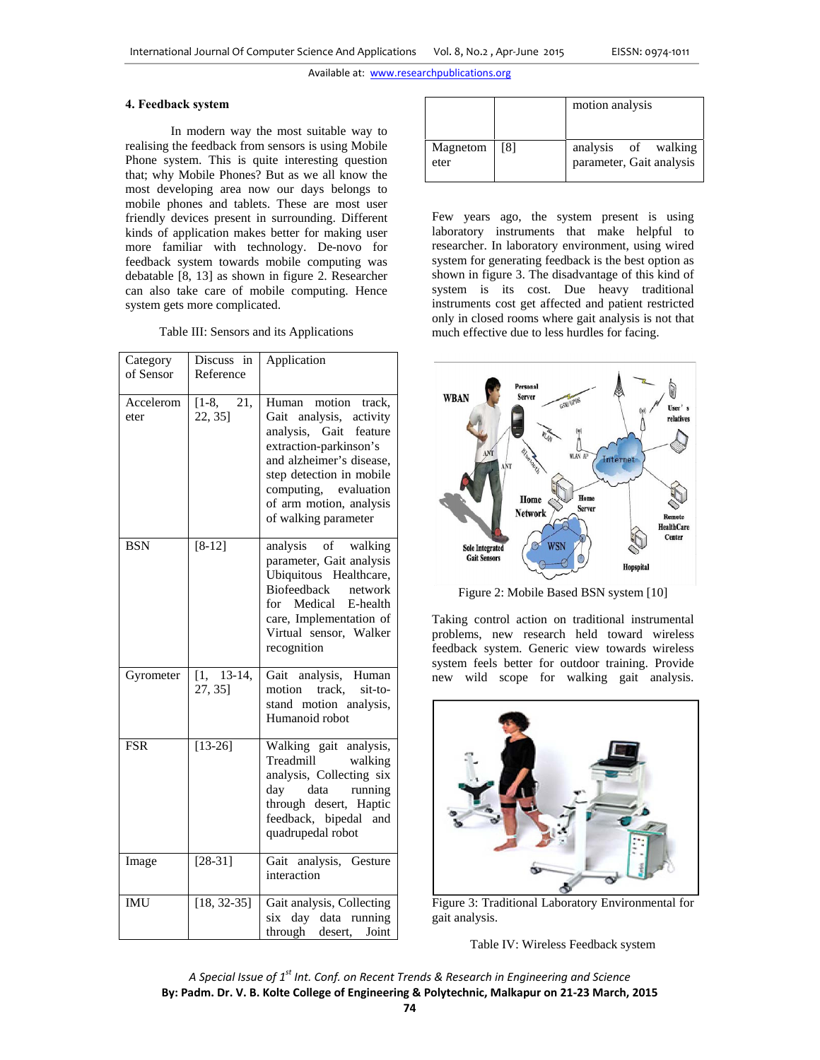## 4. Feedback system

In modern way the most suitable way to realising the feedback from sensors is using Mobile Phone system. This is quite interesting question that; why Mobile Phones? But as we all know the most developing area now our days belongs to mobile phones and tablets. These are most user friendly devices present in surrounding. Different kinds of application makes better for making user more familiar with technology. De-novo for feedback system towards mobile computing was debatable [8, 13] as shown in figure 2. Researcher can also take care of mobile computing. Hence system gets more complicated.

Table III: Sensors and its Applications

| Category of Sensor | Discuss in Reference | Application |
|---|---|---|
| Accelerometer | [1-8, 21, 22, 35] | Human motion track, Gait analysis, activity analysis, Gait feature extraction-parkinson's and alzheimer's disease, step detection in mobile computing, evaluation of arm motion, analysis of walking parameter |
| BSN | [8-12] | analysis of walking parameter, Gait analysis Ubiquitous Healthcare, Biofeedback network for Medical E-health care, Implementation of Virtual sensor, Walker recognition |
| Gyrometer | [1, 13-14, 27, 35] | Gait analysis, Human motion track, sit-to-stand motion analysis, Humanoid robot |
| FSR | [13-26] | Walking gait analysis, Treadmill walking analysis, Collecting six day data running through desert, Haptic feedback, bipedal and quadrupedal robot |
| Image | [28-31] | Gait analysis, Gesture interaction |
| IMU | [18, 32-35] | Gait analysis, Collecting six day data running through desert, Joint motion analysis |
| Magnetometer | [8] | analysis of walking parameter, Gait analysis |

Few years ago, the system present is using laboratory instruments that make helpful to researcher. In laboratory environment, using wired system for generating feedback is the best option as shown in figure 3. The disadvantage of this kind of system is its cost. Due heavy traditional instruments cost get affected and patient restricted only in closed rooms where gait analysis is not that much effective due to less hurdles for facing.

Figure 2: Mobile Based BSN system [10]

Taking control action on traditional instrumental problems, new research held toward wireless feedback system. Generic view towards wireless system feels better for outdoor training. Provide new wild scope for walking gait analysis.

Figure 3: Traditional Laboratory Environmental for gait analysis.

Table IV: Wireless Feedback system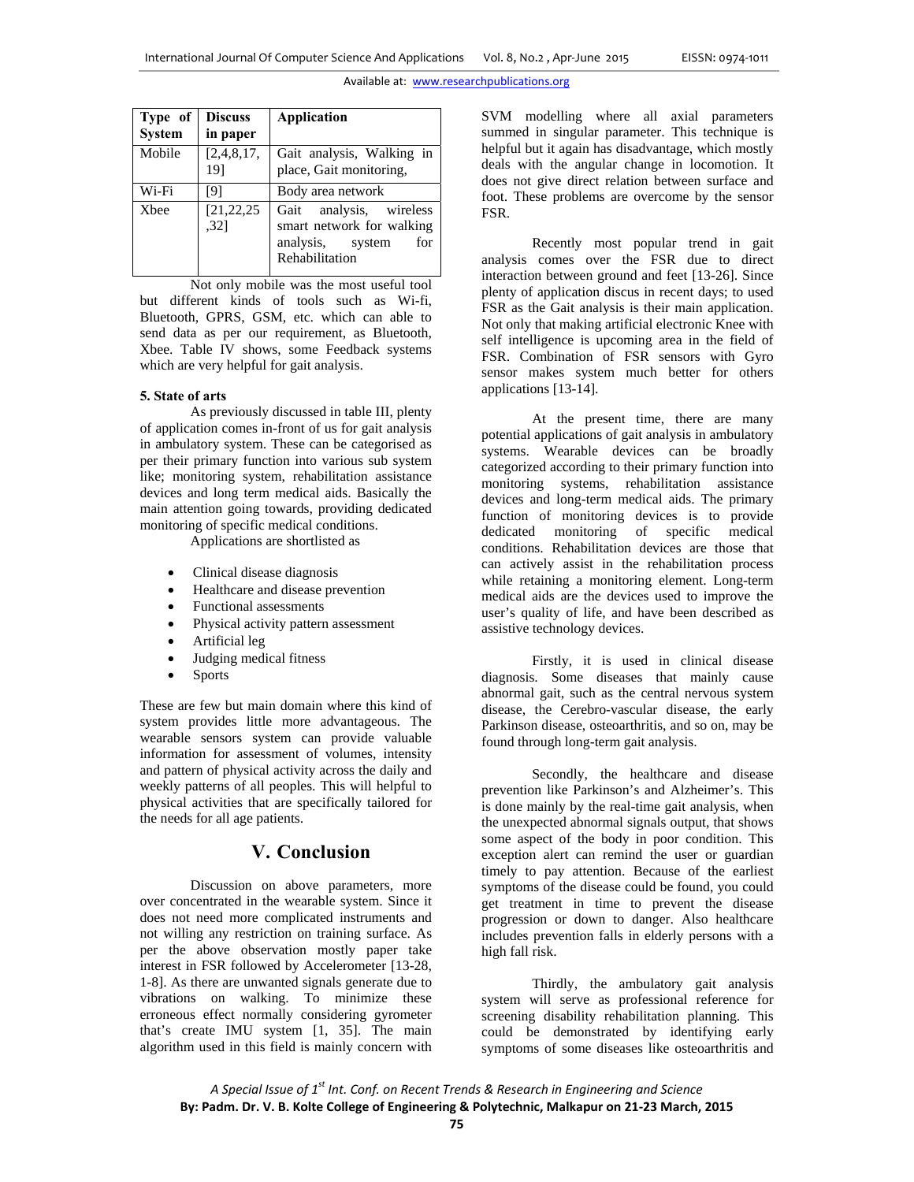| Type of System | Discuss in paper | Application |
|---|---|---|
| Mobile | [2,4,8,17, 19] | Gait analysis, Walking in place, Gait monitoring, |
| Wi-Fi | [9] | Body area network |
| Xbee | [21,22,25 ,32] | Gait analysis, wireless smart network for walking analysis, system for Rehabilitation |

Not only mobile was the most useful tool but different kinds of tools such as Wi-fi, Bluetooth, GPRS, GSM, etc. which can able to send data as per our requirement, as Bluetooth, Xbee. Table IV shows, some Feedback systems which are very helpful for gait analysis.

**5. State of arts**

As previously discussed in table III, plenty of application comes in-front of us for gait analysis in ambulatory system. These can be categorised as per their primary function into various sub system like; monitoring system, rehabilitation assistance devices and long term medical aids. Basically the main attention going towards, providing dedicated monitoring of specific medical conditions.

Applications are shortlisted as

- Clinical disease diagnosis
- Healthcare and disease prevention
- Functional assessments
- Physical activity pattern assessment
- Artificial leg
- Judging medical fitness
- Sports

These are few but main domain where this kind of system provides little more advantageous. The wearable sensors system can provide valuable information for assessment of volumes, intensity and pattern of physical activity across the daily and weekly patterns of all peoples. This will helpful to physical activities that are specifically tailored for the needs for all age patients.

## V. Conclusion

Discussion on above parameters, more over concentrated in the wearable system. Since it does not need more complicated instruments and not willing any restriction on training surface. As per the above observation mostly paper take interest in FSR followed by Accelerometer [13-28, 1-8]. As there are unwanted signals generate due to vibrations on walking. To minimize these erroneous effect normally considering gyrometer that's create IMU system [1, 35]. The main algorithm used in this field is mainly concern with SVM modelling where all axial parameters summed in singular parameter. This technique is helpful but it again has disadvantage, which mostly deals with the angular change in locomotion. It does not give direct relation between surface and foot. These problems are overcome by the sensor FSR.

Recently most popular trend in gait analysis comes over the FSR due to direct interaction between ground and feet [13-26]. Since plenty of application discus in recent days; to used FSR as the Gait analysis is their main application. Not only that making artificial electronic Knee with self intelligence is upcoming area in the field of FSR. Combination of FSR sensors with Gyro sensor makes system much better for others applications [13-14].

At the present time, there are many potential applications of gait analysis in ambulatory systems. Wearable devices can be broadly categorized according to their primary function into monitoring systems, rehabilitation assistance devices and long-term medical aids. The primary function of monitoring devices is to provide dedicated monitoring of specific medical conditions. Rehabilitation devices are those that can actively assist in the rehabilitation process while retaining a monitoring element. Long-term medical aids are the devices used to improve the user's quality of life, and have been described as assistive technology devices.

Firstly, it is used in clinical disease diagnosis. Some diseases that mainly cause abnormal gait, such as the central nervous system disease, the Cerebro-vascular disease, the early Parkinson disease, osteoarthritis, and so on, may be found through long-term gait analysis.

Secondly, the healthcare and disease prevention like Parkinson's and Alzheimer's. This is done mainly by the real-time gait analysis, when the unexpected abnormal signals output, that shows some aspect of the body in poor condition. This exception alert can remind the user or guardian timely to pay attention. Because of the earliest symptoms of the disease could be found, you could get treatment in time to prevent the disease progression or down to danger. Also healthcare includes prevention falls in elderly persons with a high fall risk.

Thirdly, the ambulatory gait analysis system will serve as professional reference for screening disability rehabilitation planning. This could be demonstrated by identifying early symptoms of some diseases like osteoarthritis and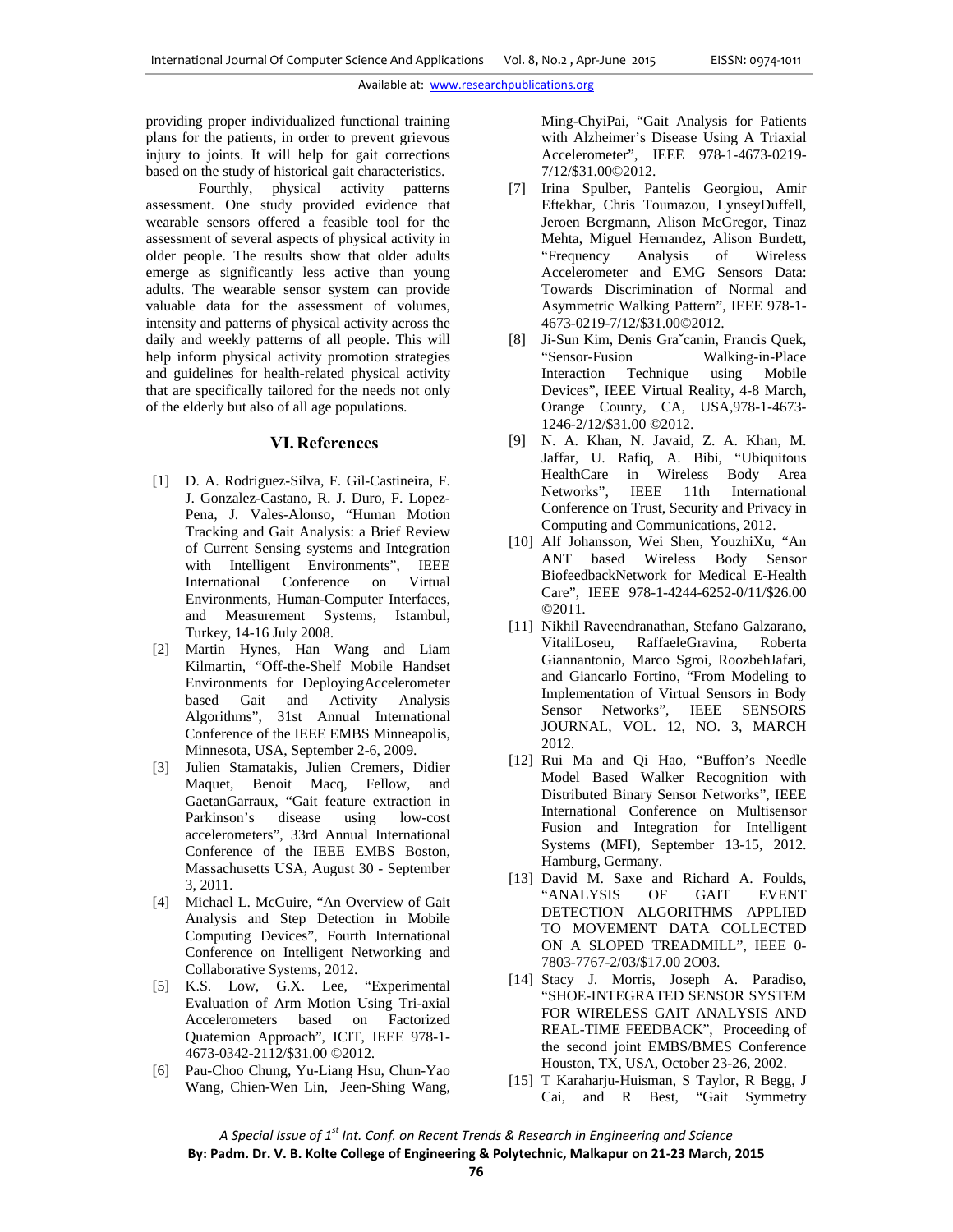providing proper individualized functional training plans for the patients, in order to prevent grievous injury to joints. It will help for gait corrections based on the study of historical gait characteristics.

Fourthly, physical activity patterns assessment. One study provided evidence that wearable sensors offered a feasible tool for the assessment of several aspects of physical activity in older people. The results show that older adults emerge as significantly less active than young adults. The wearable sensor system can provide valuable data for the assessment of volumes, intensity and patterns of physical activity across the daily and weekly patterns of all people. This will help inform physical activity promotion strategies and guidelines for health-related physical activity that are specifically tailored for the needs not only of the elderly but also of all age populations.

## VI. References

[1] D. A. Rodriguez-Silva, F. Gil-Castineira, F. J. Gonzalez-Castano, R. J. Duro, F. Lopez-Pena, J. Vales-Alonso, "Human Motion Tracking and Gait Analysis: a Brief Review of Current Sensing systems and Integration with Intelligent Environments", IEEE International Conference on Virtual Environments, Human-Computer Interfaces, and Measurement Systems, Istambul, Turkey, 14-16 July 2008.

[2] Martin Hynes, Han Wang and Liam Kilmartin, "Off-the-Shelf Mobile Handset Environments for DeployingAccelerometer based Gait and Activity Analysis Algorithms", 31st Annual International Conference of the IEEE EMBS Minneapolis, Minnesota, USA, September 2-6, 2009.

[3] Julien Stamatakis, Julien Cremers, Didier Maquet, Benoit Macq, Fellow, and GaetanGarraux, "Gait feature extraction in Parkinson's disease using low-cost accelerometers", 33rd Annual International Conference of the IEEE EMBS Boston, Massachusetts USA, August 30 - September 3, 2011.

[4] Michael L. McGuire, "An Overview of Gait Analysis and Step Detection in Mobile Computing Devices", Fourth International Conference on Intelligent Networking and Collaborative Systems, 2012.

[5] K.S. Low, G.X. Lee, "Experimental Evaluation of Arm Motion Using Tri-axial Accelerometers based on Factorized Quatemion Approach", ICIT, IEEE 978-1-4673-0342-2112/$31.00 ©2012.

[6] Pau-Choo Chung, Yu-Liang Hsu, Chun-Yao Wang, Chien-Wen Lin, Jeen-Shing Wang, Ming-ChyiPai, "Gait Analysis for Patients with Alzheimer's Disease Using A Triaxial Accelerometer", IEEE 978-1-4673-0219-7/12/$31.00©2012.

[7] Irina Spulber, Pantelis Georgiou, Amir Eftekhar, Chris Toumazou, LynseyDuffell, Jeroen Bergmann, Alison McGregor, Tinaz Mehta, Miguel Hernandez, Alison Burdett, "Frequency Analysis of Wireless Accelerometer and EMG Sensors Data: Towards Discrimination of Normal and Asymmetric Walking Pattern", IEEE 978-1-4673-0219-7/12/$31.00©2012.

[8] Ji-Sun Kim, Denis Gra˘canin, Francis Quek, "Sensor-Fusion Walking-in-Place Interaction Technique using Mobile Devices", IEEE Virtual Reality, 4-8 March, Orange County, CA, USA,978-1-4673-1246-2/12/$31.00 ©2012.

[9] N. A. Khan, N. Javaid, Z. A. Khan, M. Jaffar, U. Rafiq, A. Bibi, "Ubiquitous HealthCare in Wireless Body Area Networks", IEEE 11th International Conference on Trust, Security and Privacy in Computing and Communications, 2012.

[10] Alf Johansson, Wei Shen, YouzhiXu, "An ANT based Wireless Body Sensor BiofeedbackNetwork for Medical E-Health Care", IEEE 978-1-4244-6252-0/11/$26.00 ©2011.

[11] Nikhil Raveendranathan, Stefano Galzarano, VitaliLoseu, RaffaeleGravina, Roberta Giannantonio, Marco Sgroi, RoozbehJafari, and Giancarlo Fortino, "From Modeling to Implementation of Virtual Sensors in Body Sensor Networks", IEEE SENSORS JOURNAL, VOL. 12, NO. 3, MARCH 2012.

[12] Rui Ma and Qi Hao, "Buffon's Needle Model Based Walker Recognition with Distributed Binary Sensor Networks", IEEE International Conference on Multisensor Fusion and Integration for Intelligent Systems (MFI), September 13-15, 2012. Hamburg, Germany.

[13] David M. Saxe and Richard A. Foulds, "ANALYSIS OF GAIT EVENT DETECTION ALGORITHMS APPLIED TO MOVEMENT DATA COLLECTED ON A SLOPED TREADMILL", IEEE 0-7803-7767-2/03/$17.00 2O03.

[14] Stacy J. Morris, Joseph A. Paradiso, "SHOE-INTEGRATED SENSOR SYSTEM FOR WIRELESS GAIT ANALYSIS AND REAL-TIME FEEDBACK", Proceeding of the second joint EMBS/BMES Conference Houston, TX, USA, October 23-26, 2002.

[15] T Karaharju-Huisman, S Taylor, R Begg, J Cai, and R Best, "Gait Symmetry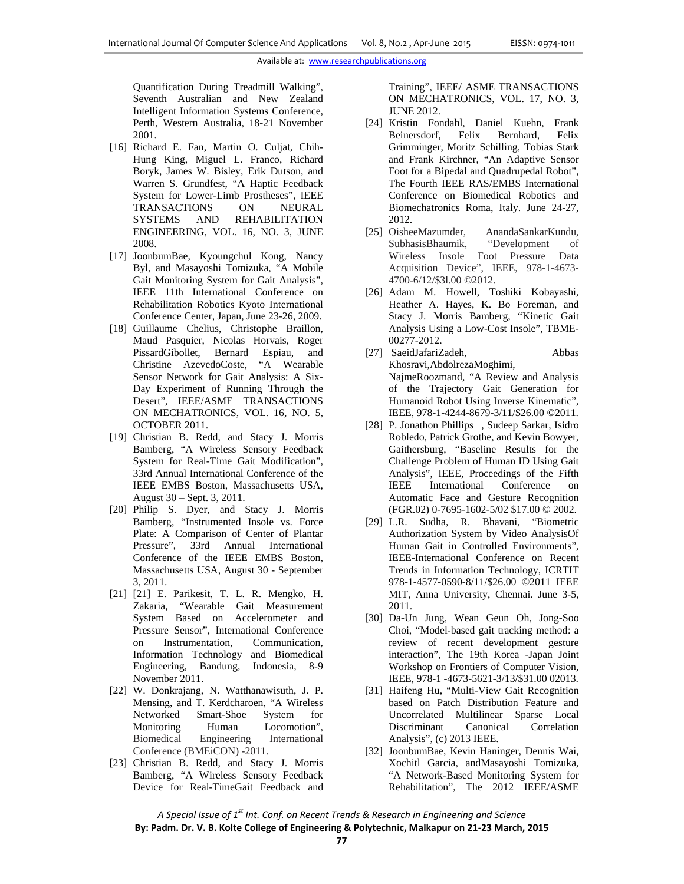Quantification During Treadmill Walking", Seventh Australian and New Zealand Intelligent Information Systems Conference, Perth, Western Australia, 18-21 November 2001.

[16] Richard E. Fan, Martin O. Culjat, Chih-Hung King, Miguel L. Franco, Richard Boryk, James W. Bisley, Erik Dutson, and Warren S. Grundfest, "A Haptic Feedback System for Lower-Limb Prostheses", IEEE TRANSACTIONS ON NEURAL SYSTEMS AND REHABILITATION ENGINEERING, VOL. 16, NO. 3, JUNE 2008.

[17] JoonbumBae, Kyoungchul Kong, Nancy Byl, and Masayoshi Tomizuka, "A Mobile Gait Monitoring System for Gait Analysis", IEEE 11th International Conference on Rehabilitation Robotics Kyoto International Conference Center, Japan, June 23-26, 2009.

[18] Guillaume Chelius, Christophe Braillon, Maud Pasquier, Nicolas Horvais, Roger PissardGibollet, Bernard Espiau, and Christine AzevedoCoste, "A Wearable Sensor Network for Gait Analysis: A Six-Day Experiment of Running Through the Desert", IEEE/ASME TRANSACTIONS ON MECHATRONICS, VOL. 16, NO. 5, OCTOBER 2011.

[19] Christian B. Redd, and Stacy J. Morris Bamberg, "A Wireless Sensory Feedback System for Real-Time Gait Modification", 33rd Annual International Conference of the IEEE EMBS Boston, Massachusetts USA, August 30 – Sept. 3, 2011.

[20] Philip S. Dyer, and Stacy J. Morris Bamberg, "Instrumented Insole vs. Force Plate: A Comparison of Center of Plantar Pressure", 33rd Annual International Conference of the IEEE EMBS Boston, Massachusetts USA, August 30 - September 3, 2011.

[21] [21] E. Parikesit, T. L. R. Mengko, H. Zakaria, "Wearable Gait Measurement System Based on Accelerometer and Pressure Sensor", International Conference on Instrumentation, Communication, Information Technology and Biomedical Engineering, Bandung, Indonesia, 8-9 November 2011.

[22] W. Donkrajang, N. Watthanawisuth, J. P. Mensing, and T. Kerdcharoen, "A Wireless Networked Smart-Shoe System for Monitoring Human Locomotion", Biomedical Engineering International Conference (BMEiCON) -2011.

[23] Christian B. Redd, and Stacy J. Morris Bamberg, "A Wireless Sensory Feedback Device for Real-TimeGait Feedback and Training", IEEE/ ASME TRANSACTIONS ON MECHATRONICS, VOL. 17, NO. 3, JUNE 2012.

[24] Kristin Fondahl, Daniel Kuehn, Frank Beinersdorf, Felix Bernhard, Felix Grimminger, Moritz Schilling, Tobias Stark and Frank Kirchner, "An Adaptive Sensor Foot for a Bipedal and Quadrupedal Robot", The Fourth IEEE RAS/EMBS International Conference on Biomedical Robotics and Biomechatronics Roma, Italy. June 24-27, 2012.

[25] OisheeMazumder, AnandaSankarKundu, SubhasisBhaumik, "Development of Wireless Insole Foot Pressure Data Acquisition Device", IEEE, 978-1-4673-4700-6/12/$3l.00 ©2012.

[26] Adam M. Howell, Toshiki Kobayashi, Heather A. Hayes, K. Bo Foreman, and Stacy J. Morris Bamberg, "Kinetic Gait Analysis Using a Low-Cost Insole", TBME-00277-2012.

[27] SaeidJafariZadeh, Abbas Khosravi,AbdolrezaMoghimi, NajmeRoozmand, "A Review and Analysis of the Trajectory Gait Generation for Humanoid Robot Using Inverse Kinematic", IEEE, 978-1-4244-8679-3/11/$26.00 ©2011.

[28] P. Jonathon Phillips , Sudeep Sarkar, Isidro Robledo, Patrick Grothe, and Kevin Bowyer, Gaithersburg, "Baseline Results for the Challenge Problem of Human ID Using Gait Analysis", IEEE, Proceedings of the Fifth IEEE International Conference on Automatic Face and Gesture Recognition (FGR.02) 0-7695-1602-5/02 $17.00 © 2002.

[29] L.R. Sudha, R. Bhavani, "Biometric Authorization System by Video AnalysisOf Human Gait in Controlled Environments", IEEE-International Conference on Recent Trends in Information Technology, ICRTIT 978-1-4577-0590-8/11/$26.00 ©2011 IEEE MIT, Anna University, Chennai. June 3-5, 2011.

[30] Da-Un Jung, Wean Geun Oh, Jong-Soo Choi, "Model-based gait tracking method: a review of recent development gesture interaction", The 19th Korea -Japan Joint Workshop on Frontiers of Computer Vision, IEEE, 978-1 -4673-5621-3/13/$31.00 02013.

[31] Haifeng Hu, "Multi-View Gait Recognition based on Patch Distribution Feature and Uncorrelated Multilinear Sparse Local Discriminant Canonical Correlation Analysis", (c) 2013 IEEE.

[32] JoonbumBae, Kevin Haninger, Dennis Wai, Xochitl Garcia, andMasayoshi Tomizuka, "A Network-Based Monitoring System for Rehabilitation", The 2012 IEEE/ASME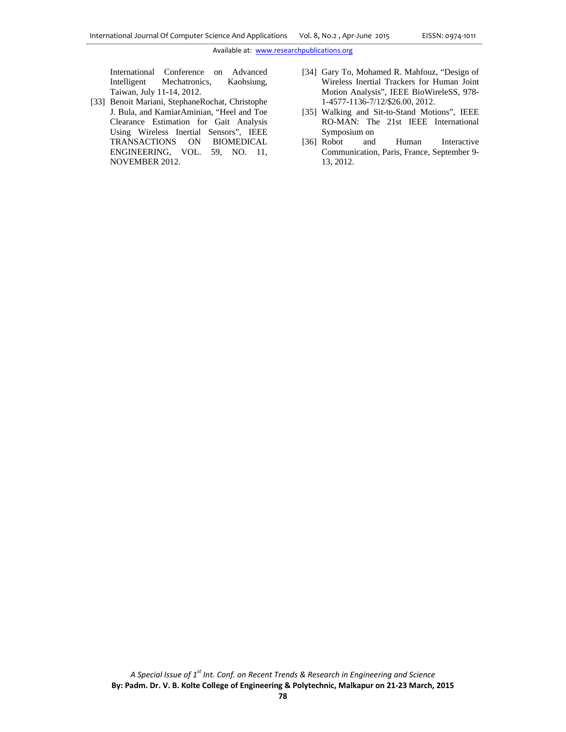International Conference on Advanced Intelligent Mechatronics, Kaohsiung, Taiwan, July 11-14, 2012.

[33] Benoit Mariani, StephaneRochat, Christophe J. Bula, and KamiarAminian, "Heel and Toe Clearance Estimation for Gait Analysis Using Wireless Inertial Sensors", IEEE TRANSACTIONS ON BIOMEDICAL ENGINEERING, VOL. 59, NO. 11, NOVEMBER 2012.

[34] Gary To, Mohamed R. Mahfouz, "Design of Wireless Inertial Trackers for Human Joint Motion Analysis", IEEE BioWireleSS, 978-1-4577-1136-7/12/$26.00, 2012.

[35] Walking and Sit-to-Stand Motions", IEEE RO-MAN: The 21st IEEE International Symposium on

[36] Robot and Human Interactive Communication, Paris, France, September 9-13, 2012.